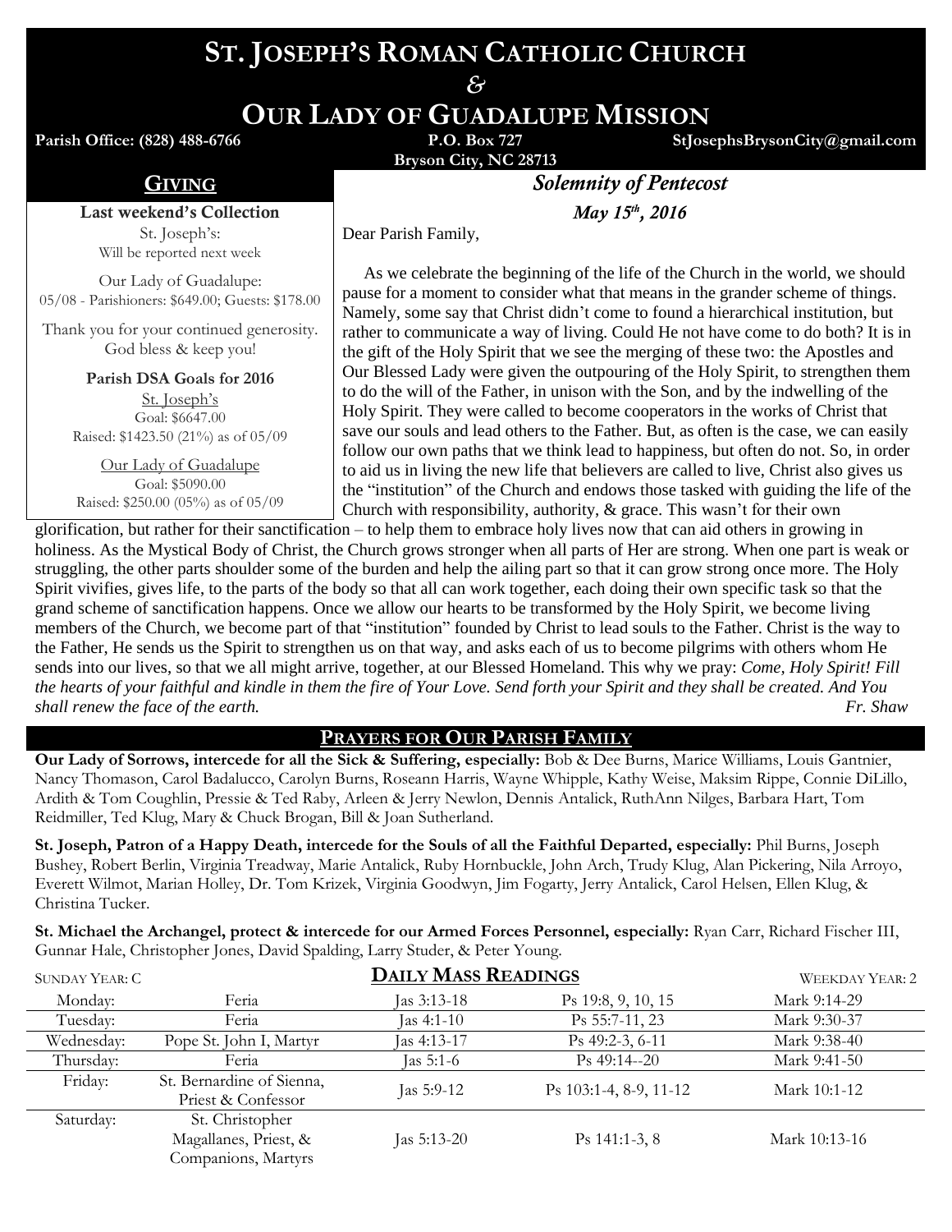# ST. JOSEPH'S ROMAN CATHOLIC CHURCH
&
# OUR LADY OF GUADALUPE MISSION

**Parish Office: (828) 488-6766** **P.O. Box 727** **StJosephsBrysonCity@gmail.com**
**Bryson City, NC 28713**

## GIVING

**Last weekend's Collection**

St. Joseph's:
Will be reported next week

Our Lady of Guadalupe:
05/08 - Parishioners: $649.00; Guests: $178.00

Thank you for your continued generosity.
God bless & keep you!

**Parish DSA Goals for 2016**

St. Joseph's
Goal: $6647.00
Raised: $1423.50 (21%) as of 05/09

Our Lady of Guadalupe
Goal: $5090.00
Raised: $250.00 (05%) as of 05/09

## *Solemnity of Pentecost*

***May 15th, 2016***

Dear Parish Family,

As we celebrate the beginning of the life of the Church in the world, we should pause for a moment to consider what that means in the grander scheme of things. Namely, some say that Christ didn't come to found a hierarchical institution, but rather to communicate a way of living. Could He not have come to do both? It is in the gift of the Holy Spirit that we see the merging of these two: the Apostles and Our Blessed Lady were given the outpouring of the Holy Spirit, to strengthen them to do the will of the Father, in unison with the Son, and by the indwelling of the Holy Spirit. They were called to become cooperators in the works of Christ that save our souls and lead others to the Father. But, as often is the case, we can easily follow our own paths that we think lead to happiness, but often do not. So, in order to aid us in living the new life that believers are called to live, Christ also gives us the "institution" of the Church and endows those tasked with guiding the life of the Church with responsibility, authority, & grace. This wasn't for their own glorification, but rather for their sanctification – to help them to embrace holy lives now that can aid others in growing in holiness. As the Mystical Body of Christ, the Church grows stronger when all parts of Her are strong. When one part is weak or struggling, the other parts shoulder some of the burden and help the ailing part so that it can grow strong once more. The Holy Spirit vivifies, gives life, to the parts of the body so that all can work together, each doing their own specific task so that the grand scheme of sanctification happens. Once we allow our hearts to be transformed by the Holy Spirit, we become living members of the Church, we become part of that "institution" founded by Christ to lead souls to the Father. Christ is the way to the Father, He sends us the Spirit to strengthen us on that way, and asks each of us to become pilgrims with others whom He sends into our lives, so that we all might arrive, together, at our Blessed Homeland. This why we pray: *Come, Holy Spirit! Fill the hearts of your faithful and kindle in them the fire of Your Love. Send forth your Spirit and they shall be created. And You shall renew the face of the earth.*

*Fr. Shaw*

## PRAYERS FOR OUR PARISH FAMILY

**Our Lady of Sorrows, intercede for all the Sick & Suffering, especially:** Bob & Dee Burns, Marice Williams, Louis Gantnier, Nancy Thomason, Carol Badalucco, Carolyn Burns, Roseann Harris, Wayne Whipple, Kathy Weise, Maksim Rippe, Connie DiLillo, Ardith & Tom Coughlin, Pressie & Ted Raby, Arleen & Jerry Newlon, Dennis Antalick, RuthAnn Nilges, Barbara Hart, Tom Reidmiller, Ted Klug, Mary & Chuck Brogan, Bill & Joan Sutherland.

**St. Joseph, Patron of a Happy Death, intercede for the Souls of all the Faithful Departed, especially:** Phil Burns, Joseph Bushey, Robert Berlin, Virginia Treadway, Marie Antalick, Ruby Hornbuckle, John Arch, Trudy Klug, Alan Pickering, Nila Arroyo, Everett Wilmot, Marian Holley, Dr. Tom Krizek, Virginia Goodwyn, Jim Fogarty, Jerry Antalick, Carol Helsen, Ellen Klug, & Christina Tucker.

**St. Michael the Archangel, protect & intercede for our Armed Forces Personnel, especially:** Ryan Carr, Richard Fischer III, Gunnar Hale, Christopher Jones, David Spalding, Larry Studer, & Peter Young.

## DAILY MASS READINGS

SUNDAY YEAR: C — WEEKDAY YEAR: 2

| Day | Celebration | Reading | Psalm | Gospel |
|---|---|---|---|---|
| Monday: | Feria | Jas 3:13-18 | Ps 19:8, 9, 10, 15 | Mark 9:14-29 |
| Tuesday: | Feria | Jas 4:1-10 | Ps 55:7-11, 23 | Mark 9:30-37 |
| Wednesday: | Pope St. John I, Martyr | Jas 4:13-17 | Ps 49:2-3, 6-11 | Mark 9:38-40 |
| Thursday: | Feria | Jas 5:1-6 | Ps 49:14--20 | Mark 9:41-50 |
| Friday: | St. Bernardine of Sienna, Priest & Confessor | Jas 5:9-12 | Ps 103:1-4, 8-9, 11-12 | Mark 10:1-12 |
| Saturday: | St. Christopher Magallanes, Priest, & Companions, Martyrs | Jas 5:13-20 | Ps 141:1-3, 8 | Mark 10:13-16 |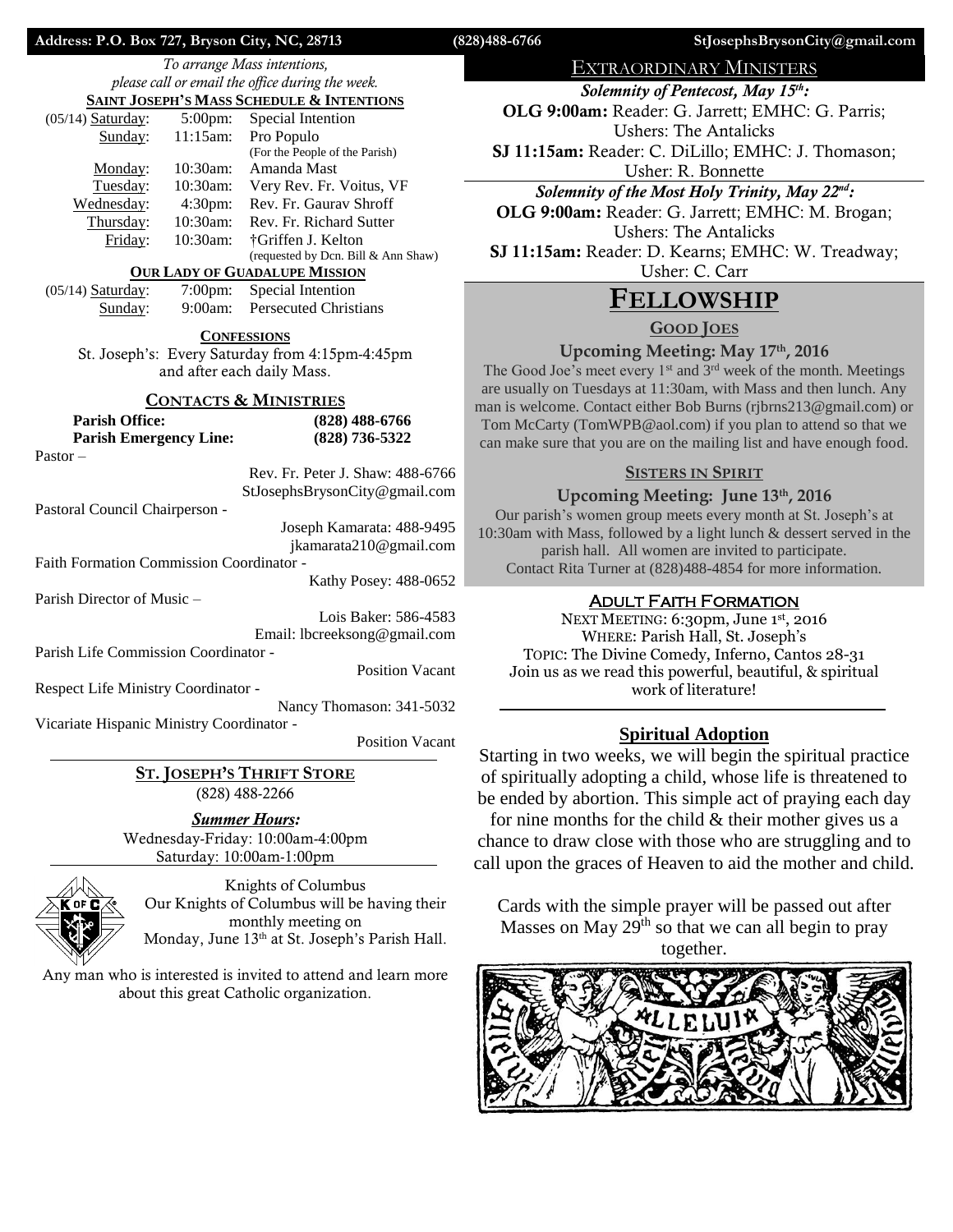Address: P.O. Box 727, Bryson City, NC, 28713 (828)488-6766 StJosephsBrysonCity@gmail.com

*To arrange Mass intentions, please call or email the office during the week.*

**SAINT JOSEPH'S MASS SCHEDULE & INTENTIONS**

| | | |
|---|---|---|
| (05/14) Saturday: | 5:00pm: | Special Intention |
| Sunday: | 11:15am: | Pro Populo (For the People of the Parish) |
| Monday: | 10:30am: | Amanda Mast |
| Tuesday: | 10:30am: | Very Rev. Fr. Voitus, VF |
| Wednesday: | 4:30pm: | Rev. Fr. Gaurav Shroff |
| Thursday: | 10:30am: | Rev. Fr. Richard Sutter |
| Friday: | 10:30am: | †Griffen J. Kelton (requested by Dcn. Bill & Ann Shaw) |

**OUR LADY OF GUADALUPE MISSION**

| | | |
|---|---|---|
| (05/14) Saturday: | 7:00pm: | Special Intention |
| Sunday: | 9:00am: | Persecuted Christians |

**CONFESSIONS**

St. Joseph's: Every Saturday from 4:15pm-4:45pm and after each daily Mass.

**CONTACTS & MINISTRIES**

**Parish Office:** **(828) 488-6766**
**Parish Emergency Line:** **(828) 736-5322**

Pastor – Rev. Fr. Peter J. Shaw: 488-6766
StJosephsBrysonCity@gmail.com

Pastoral Council Chairperson - Joseph Kamarata: 488-9495
jkamarata210@gmail.com

Faith Formation Commission Coordinator - Kathy Posey: 488-0652

Parish Director of Music – Lois Baker: 586-4583
Email: lbcreeksong@gmail.com

Parish Life Commission Coordinator - Position Vacant

Respect Life Ministry Coordinator - Nancy Thomason: 341-5032

Vicariate Hispanic Ministry Coordinator - Position Vacant

**ST. JOSEPH'S THRIFT STORE**
(828) 488-2266

***Summer Hours:***
Wednesday-Friday: 10:00am-4:00pm
Saturday: 10:00am-1:00pm

Knights of Columbus
Our Knights of Columbus will be having their monthly meeting on Monday, June 13th at St. Joseph's Parish Hall.

Any man who is interested is invited to attend and learn more about this great Catholic organization.

## EXTRAORDINARY MINISTERS

***Solemnity of Pentecost, May 15th:***

**OLG 9:00am:** Reader: G. Jarrett; EMHC: G. Parris; Ushers: The Antalicks

**SJ 11:15am:** Reader: C. DiLillo; EMHC: J. Thomason; Usher: R. Bonnette

***Solemnity of the Most Holy Trinity, May 22nd:***

**OLG 9:00am:** Reader: G. Jarrett; EMHC: M. Brogan; Ushers: The Antalicks

**SJ 11:15am:** Reader: D. Kearns; EMHC: W. Treadway; Usher: C. Carr

# FELLOWSHIP

### GOOD JOES

**Upcoming Meeting: May 17th, 2016**

The Good Joe's meet every 1st and 3rd week of the month. Meetings are usually on Tuesdays at 11:30am, with Mass and then lunch. Any man is welcome. Contact either Bob Burns (rjbrns213@gmail.com) or Tom McCarty (TomWPB@aol.com) if you plan to attend so that we can make sure that you are on the mailing list and have enough food.

### SISTERS IN SPIRIT

**Upcoming Meeting: June 13th, 2016**

Our parish's women group meets every month at St. Joseph's at 10:30am with Mass, followed by a light lunch & dessert served in the parish hall. All women are invited to participate.
Contact Rita Turner at (828)488-4854 for more information.

### ADULT FAITH FORMATION

NEXT MEETING: 6:30pm, June 1st, 2016
WHERE: Parish Hall, St. Joseph's
TOPIC: The Divine Comedy, Inferno, Cantos 28-31
Join us as we read this powerful, beautiful, & spiritual work of literature!

### Spiritual Adoption

Starting in two weeks, we will begin the spiritual practice of spiritually adopting a child, whose life is threatened to be ended by abortion. This simple act of praying each day for nine months for the child & their mother gives us a chance to draw close with those who are struggling and to call upon the graces of Heaven to aid the mother and child.

Cards with the simple prayer will be passed out after Masses on May 29th so that we can all begin to pray together.